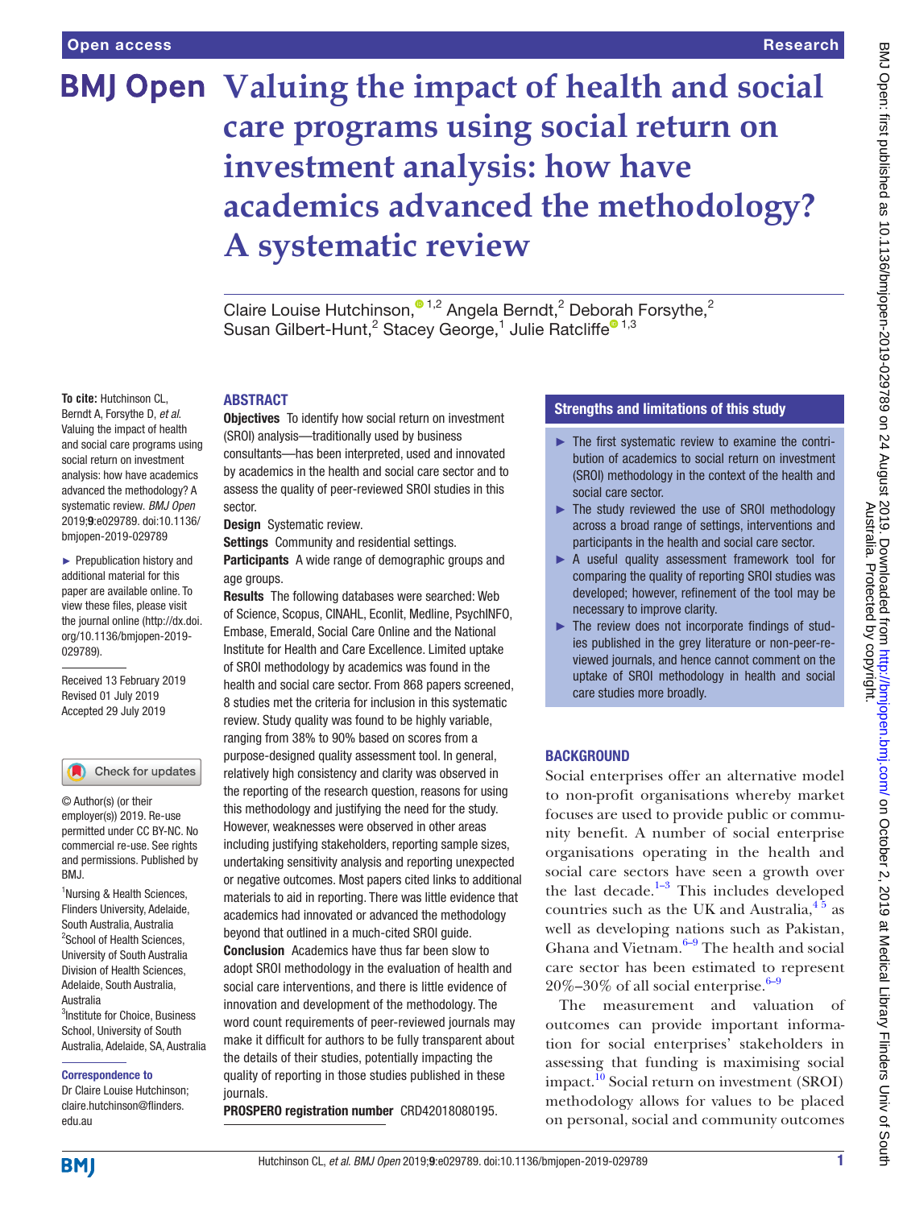Open access

Research

# Valuing the impact of health and social care programs using social return on investment analysis: how have academics advanced the methodology? A systematic review

Claire Louise Hutchinson,[1,2] Angela Berndt,[2] Deborah Forsythe,[2] Susan Gilbert-Hunt,[2] Stacey George,[1] Julie Ratcliffe[1,3]

**To cite:** Hutchinson CL, Berndt A, Forsythe D, *et al*. Valuing the impact of health and social care programs using social return on investment analysis: how have academics advanced the methodology? A systematic review. *BMJ Open* 2019;**9**:e029789. doi:10.1136/bmjopen-2019-029789

► Prepublication history and additional material for this paper are available online. To view these files, please visit the journal online (http://dx.doi.org/10.1136/bmjopen-2019-029789).

Received 13 February 2019
Revised 01 July 2019
Accepted 29 July 2019

© Author(s) (or their employer(s)) 2019. Re-use permitted under CC BY-NC. No commercial re-use. See rights and permissions. Published by BMJ.

[1]Nursing & Health Sciences, Flinders University, Adelaide, South Australia, Australia
[2]School of Health Sciences, University of South Australia Division of Health Sciences, Adelaide, South Australia, Australia
[3]Institute for Choice, Business School, University of South Australia, Adelaide, SA, Australia

**Correspondence to**
Dr Claire Louise Hutchinson; claire.hutchinson@flinders.edu.au

## ABSTRACT

**Objectives** To identify how social return on investment (SROI) analysis—traditionally used by business consultants—has been interpreted, used and innovated by academics in the health and social care sector and to assess the quality of peer-reviewed SROI studies in this sector.

**Design** Systematic review.

**Settings** Community and residential settings.

**Participants** A wide range of demographic groups and age groups.

**Results** The following databases were searched: Web of Science, Scopus, CINAHL, Econlit, Medline, PsychINFO, Embase, Emerald, Social Care Online and the National Institute for Health and Care Excellence. Limited uptake of SROI methodology by academics was found in the health and social care sector. From 868 papers screened, 8 studies met the criteria for inclusion in this systematic review. Study quality was found to be highly variable, ranging from 38% to 90% based on scores from a purpose-designed quality assessment tool. In general, relatively high consistency and clarity was observed in the reporting of the research question, reasons for using this methodology and justifying the need for the study. However, weaknesses were observed in other areas including justifying stakeholders, reporting sample sizes, undertaking sensitivity analysis and reporting unexpected or negative outcomes. Most papers cited links to additional materials to aid in reporting. There was little evidence that academics had innovated or advanced the methodology beyond that outlined in a much-cited SROI guide.

**Conclusion** Academics have thus far been slow to adopt SROI methodology in the evaluation of health and social care interventions, and there is little evidence of innovation and development of the methodology. The word count requirements of peer-reviewed journals may make it difficult for authors to be fully transparent about the details of their studies, potentially impacting the quality of reporting in those studies published in these journals.

**PROSPERO registration number** CRD42018080195.

### Strengths and limitations of this study

- ► The first systematic review to examine the contribution of academics to social return on investment (SROI) methodology in the context of the health and social care sector.
- ► The study reviewed the use of SROI methodology across a broad range of settings, interventions and participants in the health and social care sector.
- ► A useful quality assessment framework tool for comparing the quality of reporting SROI studies was developed; however, refinement of the tool may be necessary to improve clarity.
- ► The review does not incorporate findings of studies published in the grey literature or non-peer-reviewed journals, and hence cannot comment on the uptake of SROI methodology in health and social care studies more broadly.

## BACKGROUND

Social enterprises offer an alternative model to non-profit organisations whereby market focuses are used to provide public or community benefit. A number of social enterprise organisations operating in the health and social care sectors have seen a growth over the last decade.[1–3] This includes developed countries such as the UK and Australia,[4 5] as well as developing nations such as Pakistan, Ghana and Vietnam.[6–9] The health and social care sector has been estimated to represent 20%–30% of all social enterprise.[6–9]

The measurement and valuation of outcomes can provide important information for social enterprises' stakeholders in assessing that funding is maximising social impact.[10] Social return on investment (SROI) methodology allows for values to be placed on personal, social and community outcomes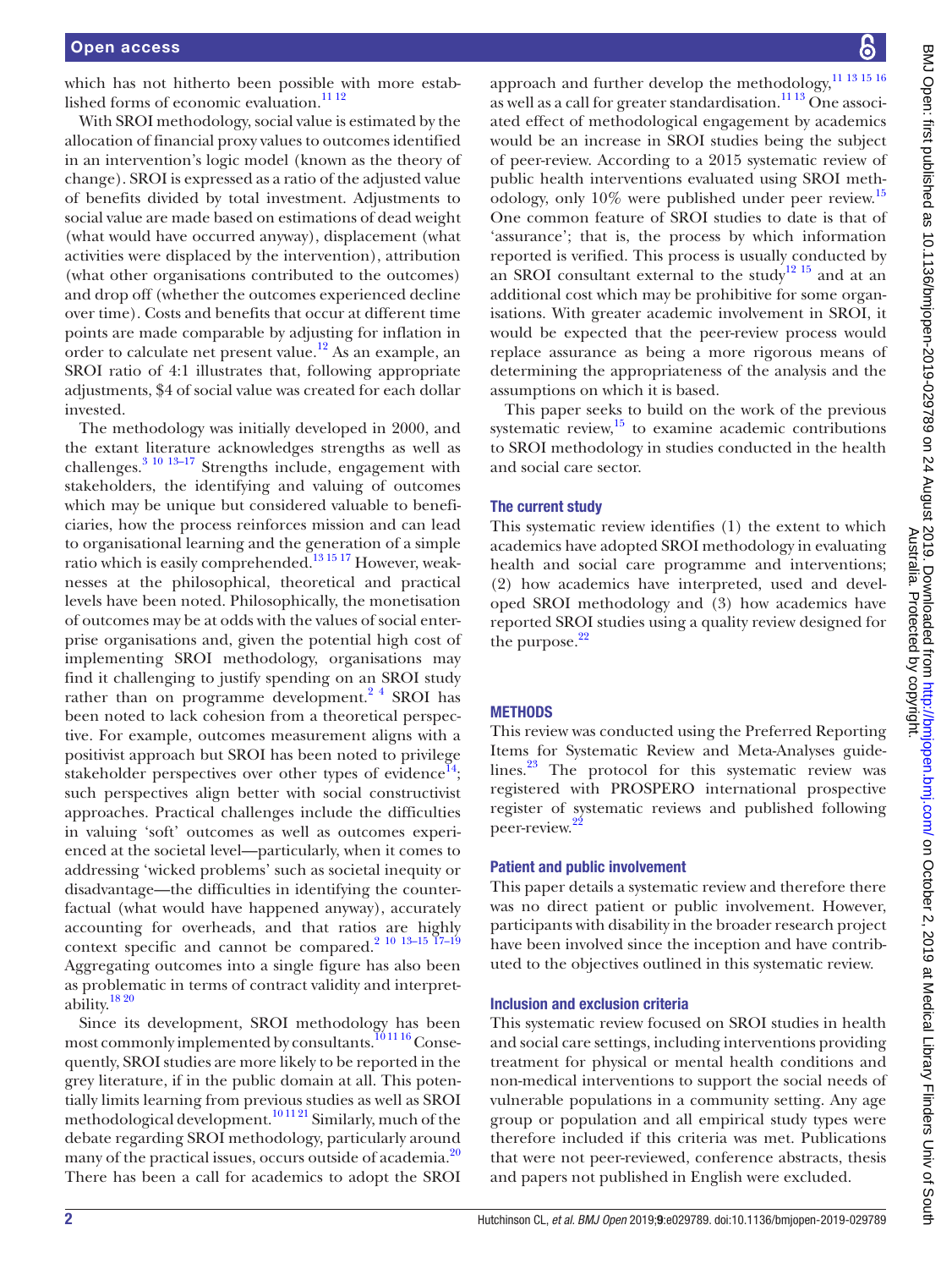which has not hitherto been possible with more established forms of economic evaluation.[11 12]

With SROI methodology, social value is estimated by the allocation of financial proxy values to outcomes identified in an intervention's logic model (known as the theory of change). SROI is expressed as a ratio of the adjusted value of benefits divided by total investment. Adjustments to social value are made based on estimations of dead weight (what would have occurred anyway), displacement (what activities were displaced by the intervention), attribution (what other organisations contributed to the outcomes) and drop off (whether the outcomes experienced decline over time). Costs and benefits that occur at different time points are made comparable by adjusting for inflation in order to calculate net present value.[12] As an example, an SROI ratio of 4:1 illustrates that, following appropriate adjustments, $4 of social value was created for each dollar invested.

The methodology was initially developed in 2000, and the extant literature acknowledges strengths as well as challenges.[3 10 13–17] Strengths include, engagement with stakeholders, the identifying and valuing of outcomes which may be unique but considered valuable to beneficiaries, how the process reinforces mission and can lead to organisational learning and the generation of a simple ratio which is easily comprehended.[13 15 17] However, weaknesses at the philosophical, theoretical and practical levels have been noted. Philosophically, the monetisation of outcomes may be at odds with the values of social enterprise organisations and, given the potential high cost of implementing SROI methodology, organisations may find it challenging to justify spending on an SROI study rather than on programme development.[2 4] SROI has been noted to lack cohesion from a theoretical perspective. For example, outcomes measurement aligns with a positivist approach but SROI has been noted to privilege stakeholder perspectives over other types of evidence[14]; such perspectives align better with social constructivist approaches. Practical challenges include the difficulties in valuing 'soft' outcomes as well as outcomes experienced at the societal level—particularly, when it comes to addressing 'wicked problems' such as societal inequity or disadvantage—the difficulties in identifying the counterfactual (what would have happened anyway), accurately accounting for overheads, and that ratios are highly context specific and cannot be compared.[2 10 13–15 17–19] Aggregating outcomes into a single figure has also been as problematic in terms of contract validity and interpretability.[18 20]

Since its development, SROI methodology has been most commonly implemented by consultants.[10 11 16] Consequently, SROI studies are more likely to be reported in the grey literature, if in the public domain at all. This potentially limits learning from previous studies as well as SROI methodological development.[10 11 21] Similarly, much of the debate regarding SROI methodology, particularly around many of the practical issues, occurs outside of academia.[20] There has been a call for academics to adopt the SROI approach and further develop the methodology,[11 13 15 16] as well as a call for greater standardisation.[11 13] One associated effect of methodological engagement by academics would be an increase in SROI studies being the subject of peer-review. According to a 2015 systematic review of public health interventions evaluated using SROI methodology, only 10% were published under peer review.[15] One common feature of SROI studies to date is that of 'assurance'; that is, the process by which information reported is verified. This process is usually conducted by an SROI consultant external to the study[12 15] and at an additional cost which may be prohibitive for some organisations. With greater academic involvement in SROI, it would be expected that the peer-review process would replace assurance as being a more rigorous means of determining the appropriateness of the analysis and the assumptions on which it is based.

This paper seeks to build on the work of the previous systematic review,[15] to examine academic contributions to SROI methodology in studies conducted in the health and social care sector.

### The current study

This systematic review identifies (1) the extent to which academics have adopted SROI methodology in evaluating health and social care programme and interventions; (2) how academics have interpreted, used and developed SROI methodology and (3) how academics have reported SROI studies using a quality review designed for the purpose.[22]

## METHODS

This review was conducted using the Preferred Reporting Items for Systematic Review and Meta-Analyses guidelines.[23] The protocol for this systematic review was registered with PROSPERO international prospective register of systematic reviews and published following peer-review.[22]

### Patient and public involvement

This paper details a systematic review and therefore there was no direct patient or public involvement. However, participants with disability in the broader research project have been involved since the inception and have contributed to the objectives outlined in this systematic review.

### Inclusion and exclusion criteria

This systematic review focused on SROI studies in health and social care settings, including interventions providing treatment for physical or mental health conditions and non-medical interventions to support the social needs of vulnerable populations in a community setting. Any age group or population and all empirical study types were therefore included if this criteria was met. Publications that were not peer-reviewed, conference abstracts, thesis and papers not published in English were excluded.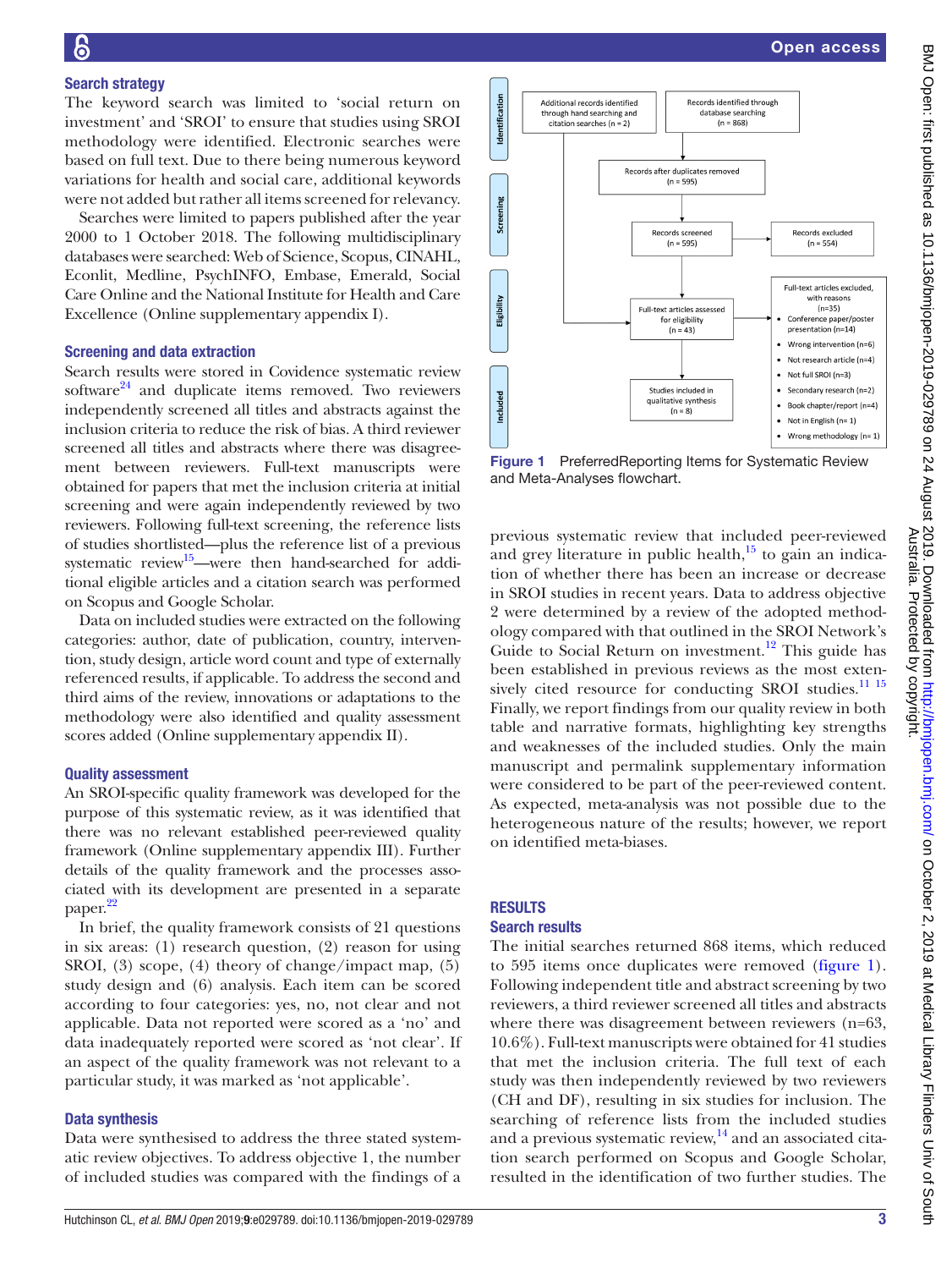### Search strategy

The keyword search was limited to 'social return on investment' and 'SROI' to ensure that studies using SROI methodology were identified. Electronic searches were based on full text. Due to there being numerous keyword variations for health and social care, additional keywords were not added but rather all items screened for relevancy.

Searches were limited to papers published after the year 2000 to 1 October 2018. The following multidisciplinary databases were searched: Web of Science, Scopus, CINAHL, Econlit, Medline, PsychINFO, Embase, Emerald, Social Care Online and the National Institute for Health and Care Excellence (Online supplementary appendix I).

### Screening and data extraction

Search results were stored in Covidence systematic review software[24] and duplicate items removed. Two reviewers independently screened all titles and abstracts against the inclusion criteria to reduce the risk of bias. A third reviewer screened all titles and abstracts where there was disagreement between reviewers. Full-text manuscripts were obtained for papers that met the inclusion criteria at initial screening and were again independently reviewed by two reviewers. Following full-text screening, the reference lists of studies shortlisted—plus the reference list of a previous systematic review[15]—were then hand-searched for additional eligible articles and a citation search was performed on Scopus and Google Scholar.

Data on included studies were extracted on the following categories: author, date of publication, country, intervention, study design, article word count and type of externally referenced results, if applicable. To address the second and third aims of the review, innovations or adaptations to the methodology were also identified and quality assessment scores added (Online supplementary appendix II).

### Quality assessment

An SROI-specific quality framework was developed for the purpose of this systematic review, as it was identified that there was no relevant established peer-reviewed quality framework (Online supplementary appendix III). Further details of the quality framework and the processes associated with its development are presented in a separate paper.[22]

In brief, the quality framework consists of 21 questions in six areas: (1) research question, (2) reason for using SROI, (3) scope, (4) theory of change/impact map, (5) study design and (6) analysis. Each item can be scored according to four categories: yes, no, not clear and not applicable. Data not reported were scored as a 'no' and data inadequately reported were scored as 'not clear'. If an aspect of the quality framework was not relevant to a particular study, it was marked as 'not applicable'.

### Data synthesis

Data were synthesised to address the three stated systematic review objectives. To address objective 1, the number of included studies was compared with the findings of a previous systematic review that included peer-reviewed and grey literature in public health,[15] to gain an indication of whether there has been an increase or decrease in SROI studies in recent years. Data to address objective 2 were determined by a review of the adopted methodology compared with that outlined in the SROI Network's Guide to Social Return on Investment.[12] This guide has been established in previous reviews as the most extensively cited resource for conducting SROI studies.[11,15] Finally, we report findings from our quality review in both table and narrative formats, highlighting key strengths and weaknesses of the included studies. Only the main manuscript and permalink supplementary information were considered to be part of the peer-reviewed content. As expected, meta-analysis was not possible due to the heterogeneous nature of the results; however, we report on identified meta-biases.

Identification: Additional records identified through hand searching and citation searches (n = 2); Records identified through database searching (n = 868)

Records after duplicates removed (n = 595)

Screening: Records screened (n = 595) → Records excluded (n = 554)

Eligibility: Full-text articles assessed for eligibility (n = 43) → Full-text articles excluded, with reasons (n=35)
- Conference paper/poster presentation (n=14)
- Wrong intervention (n=6)
- Not research article (n=4)
- Not full SROI (n=3)
- Secondary research (n=2)
- Book chapter/report (n=4)
- Not in English (n= 1)
- Wrong methodology (n= 1)

Included: Studies included in qualitative synthesis (n = 8)

**Figure 1** PreferredReporting Items for Systematic Review and Meta-Analyses flowchart.

## RESULTS

### Search results

The initial searches returned 868 items, which reduced to 595 items once duplicates were removed (figure 1). Following independent title and abstract screening by two reviewers, a third reviewer screened all titles and abstracts where there was disagreement between reviewers (n=63, 10.6%). Full-text manuscripts were obtained for 41 studies that met the inclusion criteria. The full text of each study was then independently reviewed by two reviewers (CH and DF), resulting in six studies for inclusion. The searching of reference lists from the included studies and a previous systematic review,[14] and an associated citation search performed on Scopus and Google Scholar, resulted in the identification of two further studies. The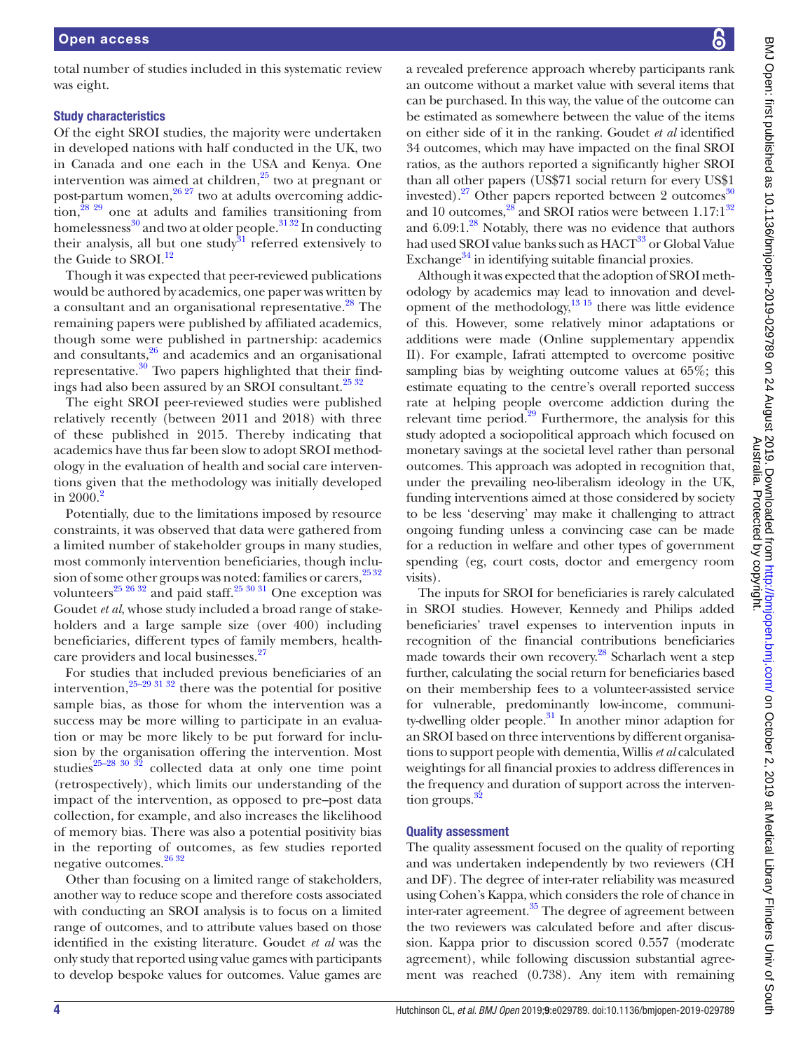total number of studies included in this systematic review was eight.

### Study characteristics

Of the eight SROI studies, the majority were undertaken in developed nations with half conducted in the UK, two in Canada and one each in the USA and Kenya. One intervention was aimed at children,[25] two at pregnant or post-partum women,[26 27] two at adults overcoming addiction,[28 29] one at adults and families transitioning from homelessness[30] and two at older people.[31 32] In conducting their analysis, all but one study[31] referred extensively to the Guide to SROI.[12]

Though it was expected that peer-reviewed publications would be authored by academics, one paper was written by a consultant and an organisational representative.[28] The remaining papers were published by affiliated academics, though some were published in partnership: academics and consultants,[26] and academics and an organisational representative.[30] Two papers highlighted that their findings had also been assured by an SROI consultant.[25 32]

The eight SROI peer-reviewed studies were published relatively recently (between 2011 and 2018) with three of these published in 2015. Thereby indicating that academics have thus far been slow to adopt SROI methodology in the evaluation of health and social care interventions given that the methodology was initially developed in 2000.[2]

Potentially, due to the limitations imposed by resource constraints, it was observed that data were gathered from a limited number of stakeholder groups in many studies, most commonly intervention beneficiaries, though inclusion of some other groups was noted: families or carers,[25 32] volunteers[25 26 32] and paid staff.[25 30 31] One exception was Goudet *et al*, whose study included a broad range of stakeholders and a large sample size (over 400) including beneficiaries, different types of family members, healthcare providers and local businesses.[27]

For studies that included previous beneficiaries of an intervention,[25–29 31 32] there was the potential for positive sample bias, as those for whom the intervention was a success may be more willing to participate in an evaluation or may be more likely to be put forward for inclusion by the organisation offering the intervention. Most studies[25–28 30 32] collected data at only one time point (retrospectively), which limits our understanding of the impact of the intervention, as opposed to pre–post data collection, for example, and also increases the likelihood of memory bias. There was also a potential positivity bias in the reporting of outcomes, as few studies reported negative outcomes.[26 32]

Other than focusing on a limited range of stakeholders, another way to reduce scope and therefore costs associated with conducting an SROI analysis is to focus on a limited range of outcomes, and to attribute values based on those identified in the existing literature. Goudet *et al* was the only study that reported using value games with participants to develop bespoke values for outcomes. Value games are a revealed preference approach whereby participants rank an outcome without a market value with several items that can be purchased. In this way, the value of the outcome can be estimated as somewhere between the value of the items on either side of it in the ranking. Goudet *et al* identified 34 outcomes, which may have impacted on the final SROI ratios, as the authors reported a significantly higher SROI than all other papers (US$71 social return for every US$1 invested).[27] Other papers reported between 2 outcomes[30] and 10 outcomes,[28] and SROI ratios were between 1.17:1[32] and 6.09:1.[28] Notably, there was no evidence that authors had used SROI value banks such as HACT[33] or Global Value Exchange[34] in identifying suitable financial proxies.

Although it was expected that the adoption of SROI methodology by academics may lead to innovation and development of the methodology,[13 15] there was little evidence of this. However, some relatively minor adaptations or additions were made (Online supplementary appendix II). For example, Iafrati attempted to overcome positive sampling bias by weighting outcome values at 65%; this estimate equating to the centre's overall reported success rate at helping people overcome addiction during the relevant time period.[29] Furthermore, the analysis for this study adopted a sociopolitical approach which focused on monetary savings at the societal level rather than personal outcomes. This approach was adopted in recognition that, under the prevailing neo-liberalism ideology in the UK, funding interventions aimed at those considered by society to be less 'deserving' may make it challenging to attract ongoing funding unless a convincing case can be made for a reduction in welfare and other types of government spending (eg, court costs, doctor and emergency room visits).

The inputs for SROI for beneficiaries is rarely calculated in SROI studies. However, Kennedy and Philips added beneficiaries' travel expenses to intervention inputs in recognition of the financial contributions beneficiaries made towards their own recovery.[28] Scharlach went a step further, calculating the social return for beneficiaries based on their membership fees to a volunteer-assisted service for vulnerable, predominantly low-income, community-dwelling older people.[31] In another minor adaption for an SROI based on three interventions by different organisations to support people with dementia, Willis *et al* calculated weightings for all financial proxies to address differences in the frequency and duration of support across the intervention groups.[32]

### Quality assessment

The quality assessment focused on the quality of reporting and was undertaken independently by two reviewers (CH and DF). The degree of inter-rater reliability was measured using Cohen's Kappa, which considers the role of chance in inter-rater agreement.[35] The degree of agreement between the two reviewers was calculated before and after discussion. Kappa prior to discussion scored 0.557 (moderate agreement), while following discussion substantial agreement was reached (0.738). Any item with remaining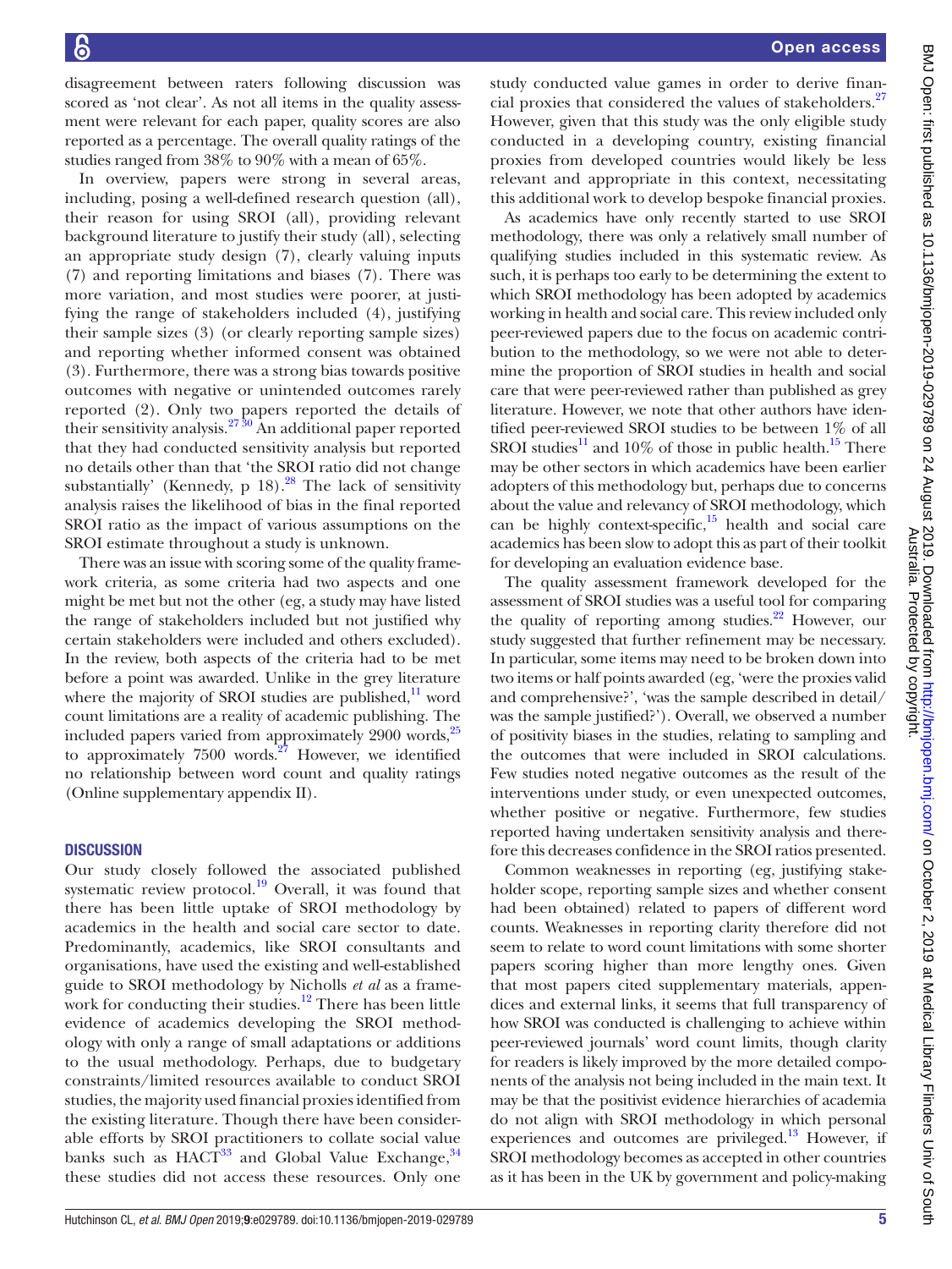disagreement between raters following discussion was scored as 'not clear'. As not all items in the quality assessment were relevant for each paper, quality scores are also reported as a percentage. The overall quality ratings of the studies ranged from 38% to 90% with a mean of 65%.

In overview, papers were strong in several areas, including, posing a well-defined research question (all), their reason for using SROI (all), providing relevant background literature to justify their study (all), selecting an appropriate study design (7), clearly valuing inputs (7) and reporting limitations and biases (7). There was more variation, and most studies were poorer, at justifying the range of stakeholders included (4), justifying their sample sizes (3) (or clearly reporting sample sizes) and reporting whether informed consent was obtained (3). Furthermore, there was a strong bias towards positive outcomes with negative or unintended outcomes rarely reported (2). Only two papers reported the details of their sensitivity analysis.[27 30] An additional paper reported that they had conducted sensitivity analysis but reported no details other than that 'the SROI ratio did not change substantially' (Kennedy, p 18).[28] The lack of sensitivity analysis raises the likelihood of bias in the final reported SROI ratio as the impact of various assumptions on the SROI estimate throughout a study is unknown.

There was an issue with scoring some of the quality framework criteria, as some criteria had two aspects and one might be met but not the other (eg, a study may have listed the range of stakeholders included but not justified why certain stakeholders were included and others excluded). In the review, both aspects of the criteria had to be met before a point was awarded. Unlike in the grey literature where the majority of SROI studies are published,[11] word count limitations are a reality of academic publishing. The included papers varied from approximately 2900 words,[25] to approximately 7500 words.[27] However, we identified no relationship between word count and quality ratings (Online supplementary appendix II).

## DISCUSSION

Our study closely followed the associated published systematic review protocol.[19] Overall, it was found that there has been little uptake of SROI methodology by academics in the health and social care sector to date. Predominantly, academics, like SROI consultants and organisations, have used the existing and well-established guide to SROI methodology by Nicholls *et al* as a framework for conducting their studies.[12] There has been little evidence of academics developing the SROI methodology with only a range of small adaptations or additions to the usual methodology. Perhaps, due to budgetary constraints/limited resources available to conduct SROI studies, the majority used financial proxies identified from the existing literature. Though there have been considerable efforts by SROI practitioners to collate social value banks such as HACT[33] and Global Value Exchange,[34] these studies did not access these resources. Only one study conducted value games in order to derive financial proxies that considered the values of stakeholders.[27] However, given that this study was the only eligible study conducted in a developing country, existing financial proxies from developed countries would likely be less relevant and appropriate in this context, necessitating this additional work to develop bespoke financial proxies.

As academics have only recently started to use SROI methodology, there was only a relatively small number of qualifying studies included in this systematic review. As such, it is perhaps too early to be determining the extent to which SROI methodology has been adopted by academics working in health and social care. This review included only peer-reviewed papers due to the focus on academic contribution to the methodology, so we were not able to determine the proportion of SROI studies in health and social care that were peer-reviewed rather than published as grey literature. However, we note that other authors have identified peer-reviewed SROI studies to be between 1% of all SROI studies[11] and 10% of those in public health.[15] There may be other sectors in which academics have been earlier adopters of this methodology but, perhaps due to concerns about the value and relevancy of SROI methodology, which can be highly context-specific,[15] health and social care academics has been slow to adopt this as part of their toolkit for developing an evaluation evidence base.

The quality assessment framework developed for the assessment of SROI studies was a useful tool for comparing the quality of reporting among studies.[22] However, our study suggested that further refinement may be necessary. In particular, some items may need to be broken down into two items or half points awarded (eg, 'were the proxies valid and comprehensive?', 'was the sample described in detail/ was the sample justified?'). Overall, we observed a number of positivity biases in the studies, relating to sampling and the outcomes that were included in SROI calculations. Few studies noted negative outcomes as the result of the interventions under study, or even unexpected outcomes, whether positive or negative. Furthermore, few studies reported having undertaken sensitivity analysis and therefore this decreases confidence in the SROI ratios presented.

Common weaknesses in reporting (eg, justifying stakeholder scope, reporting sample sizes and whether consent had been obtained) related to papers of different word counts. Weaknesses in reporting clarity therefore did not seem to relate to word count limitations with some shorter papers scoring higher than more lengthy ones. Given that most papers cited supplementary materials, appendices and external links, it seems that full transparency of how SROI was conducted is challenging to achieve within peer-reviewed journals' word count limits, though clarity for readers is likely improved by the more detailed components of the analysis not being included in the main text. It may be that the positivist evidence hierarchies of academia do not align with SROI methodology in which personal experiences and outcomes are privileged.[13] However, if SROI methodology becomes as accepted in other countries as it has been in the UK by government and policy-making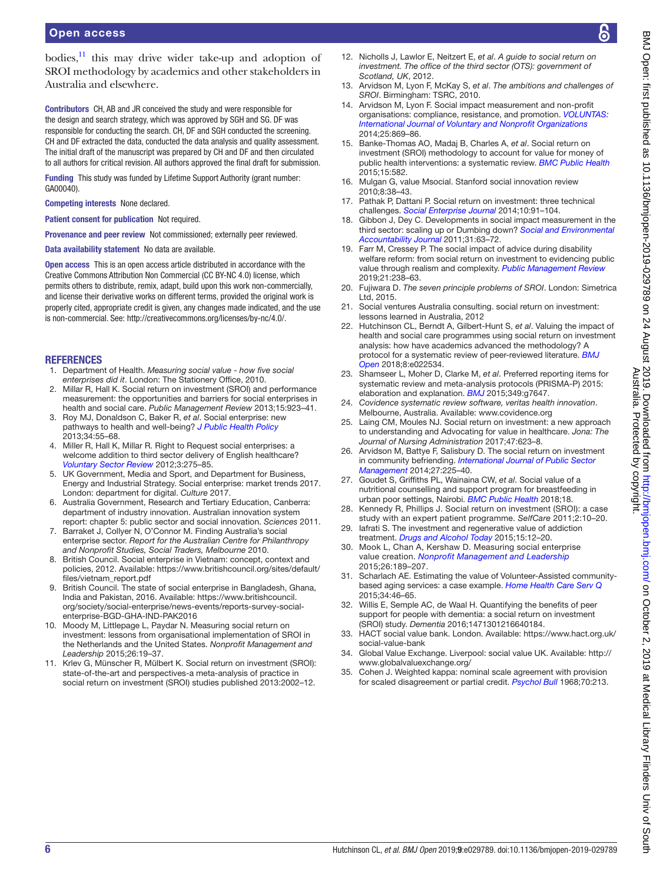bodies,[11] this may drive wider take-up and adoption of SROI methodology by academics and other stakeholders in Australia and elsewhere.

**Contributors** CH, AB and JR conceived the study and were responsible for the design and search strategy, which was approved by SGH and SG. DF was responsible for conducting the search. CH, DF and SGH conducted the screening. CH and DF extracted the data, conducted the data analysis and quality assessment. The initial draft of the manuscript was prepared by CH and DF and then circulated to all authors for critical revision. All authors approved the final draft for submission.

**Funding** This study was funded by Lifetime Support Authority (grant number: GA00040).

**Competing interests** None declared.

**Patient consent for publication** Not required.

**Provenance and peer review** Not commissioned; externally peer reviewed.

**Data availability statement** No data are available.

**Open access** This is an open access article distributed in accordance with the Creative Commons Attribution Non Commercial (CC BY-NC 4.0) license, which permits others to distribute, remix, adapt, build upon this work non-commercially, and license their derivative works on different terms, provided the original work is properly cited, appropriate credit is given, any changes made indicated, and the use is non-commercial. See: http://creativecommons.org/licenses/by-nc/4.0/.

## REFERENCES

1. Department of Health. *Measuring social value - how five social enterprises did it*. London: The Stationery Office, 2010.
2. Millar R, Hall K. Social return on investment (SROI) and performance measurement: the opportunities and barriers for social enterprises in health and social care. *Public Management Review* 2013;15:923–41.
3. Roy MJ, Donaldson C, Baker R, *et al*. Social enterprise: new pathways to health and well-being? *J Public Health Policy* 2013;34:55–68.
4. Miller R, Hall K, Millar R. Right to Request social enterprises: a welcome addition to third sector delivery of English healthcare? *Voluntary Sector Review* 2012;3:275–85.
5. UK Government, Media and Sport, and Department for Business, Energy and Industrial Strategy. Social enterprise: market trends 2017. London: department for digital. *Culture* 2017.
6. Australia Government, Research and Tertiary Education, Canberra: department of industry innovation. Australian innovation system report: chapter 5: public sector and social innovation. *Sciences* 2011.
7. Barraket J, Collyer N, O'Connor M. Finding Australia's social enterprise sector. *Report for the Australian Centre for Philanthropy and Nonprofit Studies, Social Traders, Melbourne* 2010.
8. British Council. Social enterprise in Vietnam: concept, context and policies, 2012. Available: https://www.britishcouncil.org/sites/default/files/vietnam_report.pdf
9. British Council. The state of social enterprise in Bangladesh, Ghana, India and Pakistan, 2016. Available: https://www.britishcouncil.org/society/social-enterprise/news-events/reports-survey-social-enterprise-BGD-GHA-IND-PAK2016
10. Moody M, Littlepage L, Paydar N. Measuring social return on investment: lessons from organisational implementation of SROI in the Netherlands and the United States. *Nonprofit Management and Leadership* 2015;26:19–37.
11. Krlev G, Münscher R, Mülbert K. Social return on investment (SROI): state-of-the-art and perspectives-a meta-analysis of practice in social return on investment (SROI) studies published 2013:2002–12.
12. Nicholls J, Lawlor E, Neitzert E, *et al*. *A guide to social return on investment. The office of the third sector (OTS): government of Scotland, UK*, 2012.
13. Arvidson M, Lyon F, McKay S, *et al*. *The ambitions and challenges of SROI*. Birmingham: TSRC, 2010.
14. Arvidson M, Lyon F. Social impact measurement and non-profit organisations: compliance, resistance, and promotion. *VOLUNTAS: International Journal of Voluntary and Nonprofit Organizations* 2014;25:869–86.
15. Banke-Thomas AO, Madaj B, Charles A, *et al*. Social return on investment (SROI) methodology to account for value for money of public health interventions: a systematic review. *BMC Public Health* 2015;15:582.
16. Mulgan G, value Msocial. Stanford social innovation review 2010;8:38–43.
17. Pathak P, Dattani P. Social return on investment: three technical challenges. *Social Enterprise Journal* 2014;10:91–104.
18. Gibbon J, Dey C. Developments in social impact measurement in the third sector: scaling up or Dumbing down? *Social and Environmental Accountability Journal* 2011;31:63–72.
19. Farr M, Cressey P. The social impact of advice during disability welfare reform: from social return on investment to evidencing public value through realism and complexity. *Public Management Review* 2019;21:238–63.
20. Fujiwara D. *The seven principle problems of SROI*. London: Simetrica Ltd, 2015.
21. Social ventures Australia consulting. social return on investment: lessons learned in Australia, 2012
22. Hutchinson CL, Berndt A, Gilbert-Hunt S, *et al*. Valuing the impact of health and social care programmes using social return on investment analysis: how have academics advanced the methodology? A protocol for a systematic review of peer-reviewed literature. *BMJ Open* 2018;8:e022534.
23. Shamseer L, Moher D, Clarke M, *et al*. Preferred reporting items for systematic review and meta-analysis protocols (PRISMA-P) 2015: elaboration and explanation. *BMJ* 2015;349:g7647.
24. *Covidence systematic review software, veritas health innovation*. Melbourne, Australia. Available: www.covidence.org
25. Laing CM, Moules NJ. Social return on investment: a new approach to understanding and Advocating for value in healthcare. *Jona: The Journal of Nursing Administration* 2017;47:623–8.
26. Arvidson M, Battye F, Salisbury D. The social return on investment in community befriending. *International Journal of Public Sector Management* 2014;27:225–40.
27. Goudet S, Griffiths PL, Wainaina CW, *et al*. Social value of a nutritional counselling and support program for breastfeeding in urban poor settings, Nairobi. *BMC Public Health* 2018;18.
28. Kennedy R, Phillips J. Social return on investment (SROI): a case study with an expert patient programme. *SelfCare* 2011;2:10–20.
29. Iafrati S. The investment and regenerative value of addiction treatment. *Drugs and Alcohol Today* 2015;15:12–20.
30. Mook L, Chan A, Kershaw D. Measuring social enterprise value creation. *Nonprofit Management and Leadership* 2015;26:189–207.
31. Scharlach AE. Estimating the value of Volunteer-Assisted community-based aging services: a case example. *Home Health Care Serv Q* 2015;34:46–65.
32. Willis E, Semple AC, de Waal H. Quantifying the benefits of peer support for people with dementia: a social return on investment (SROI) study. *Dementia* 2016;1471301216640184.
33. HACT social value bank. London. Available: https://www.hact.org.uk/social-value-bank
34. Global Value Exchange. Liverpool: social value UK. Available: http://www.globalvaluexchange.org/
35. Cohen J. Weighted kappa: nominal scale agreement with provision for scaled disagreement or partial credit. *Psychol Bull* 1968;70:213.